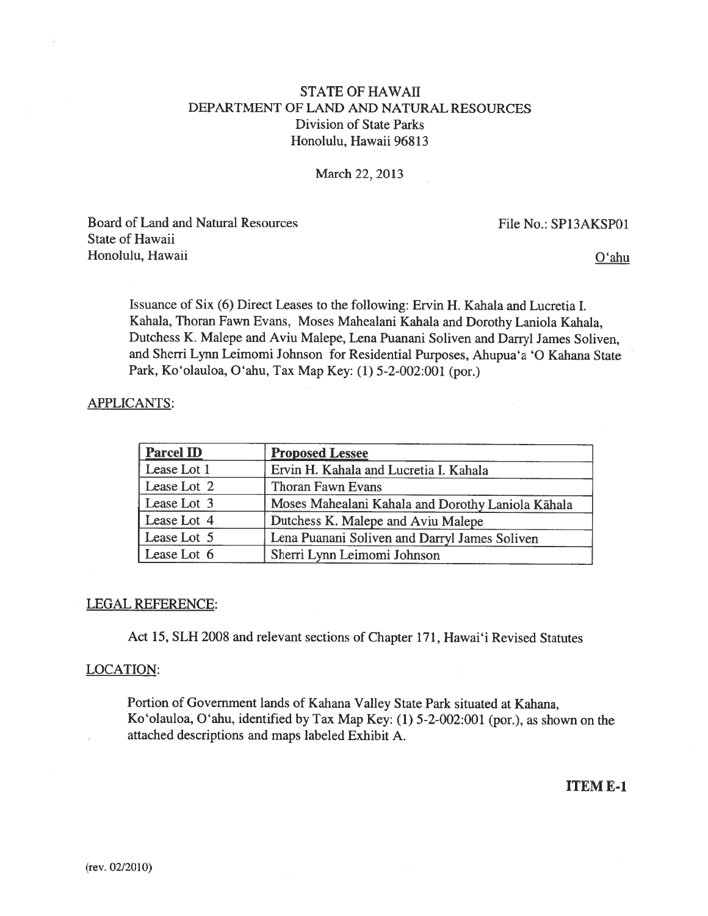STATE OF HAWAII
DEPARTMENT OF LAND AND NATURAL RESOURCES
Division of State Parks
Honolulu, Hawaii 96813

March 22, 2013

Board of Land and Natural Resources
State of Hawaii
Honolulu, Hawaii

File No.: SP13AKSP01

O'ahu

Issuance of Six (6) Direct Leases to the following: Ervin H. Kahala and Lucretia I. Kahala, Thoran Fawn Evans, Moses Mahealani Kahala and Dorothy Laniola Kahala, Dutchess K. Malepe and Aviu Malepe, Lena Puanani Soliven and Darryl James Soliven, and Sherri Lynn Leimomi Johnson for Residential Purposes, Ahupua'a 'O Kahana State Park, Ko'olauloa, O'ahu, Tax Map Key: (1) 5-2-002:001 (por.)

APPLICANTS:

| Parcel ID | Proposed Lessee |
|---|---|
| Lease Lot 1 | Ervin H. Kahala and Lucretia I. Kahala |
| Lease Lot 2 | Thoran Fawn Evans |
| Lease Lot 3 | Moses Mahealani Kahala and Dorothy Laniola Kāhala |
| Lease Lot 4 | Dutchess K. Malepe and Aviu Malepe |
| Lease Lot 5 | Lena Puanani Soliven and Darryl James Soliven |
| Lease Lot 6 | Sherri Lynn Leimomi Johnson |

LEGAL REFERENCE:

Act 15, SLH 2008 and relevant sections of Chapter 171, Hawai'i Revised Statutes

LOCATION:

Portion of Government lands of Kahana Valley State Park situated at Kahana, Ko'olauloa, O'ahu, identified by Tax Map Key: (1) 5-2-002:001 (por.), as shown on the attached descriptions and maps labeled Exhibit A.

**ITEM E-1**

(rev. 02/2010)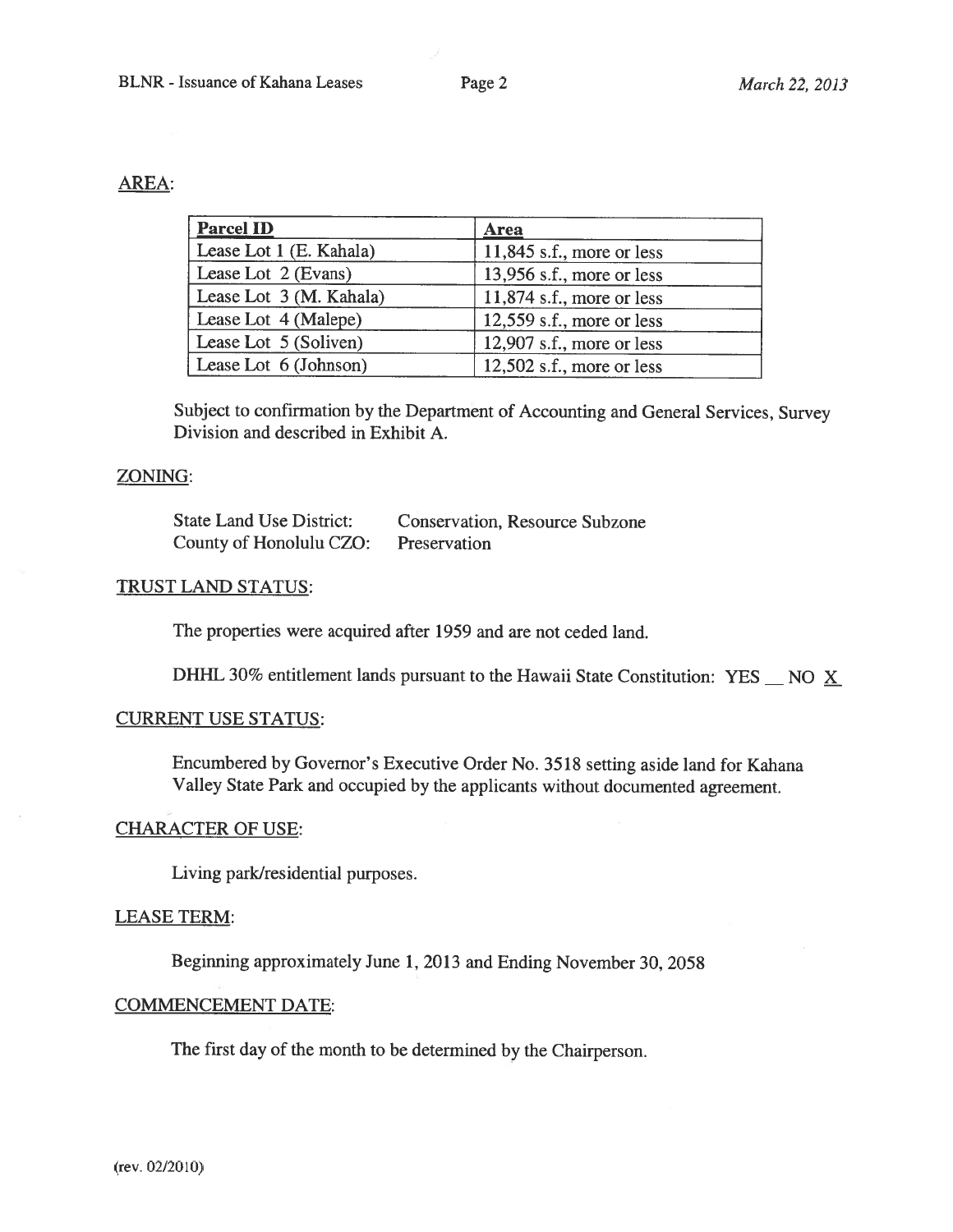## AREA:

| Parcel ID | Area |
|---|---|
| Lease Lot 1 (E. Kahala) | 11,845 s.f., more or less |
| Lease Lot 2 (Evans) | 13,956 s.f., more or less |
| Lease Lot 3 (M. Kahala) | 11,874 s.f., more or less |
| Lease Lot 4 (Malepe) | 12,559 s.f., more or less |
| Lease Lot 5 (Soliven) | 12,907 s.f., more or less |
| Lease Lot 6 (Johnson) | 12,502 s.f., more or less |

Subject to confirmation by the Department of Accounting and General Services, Survey Division and described in Exhibit A.

## ZONING:

State Land Use District: Conservation, Resource Subzone
County of Honolulu CZO: Preservation

## TRUST LAND STATUS:

The properties were acquired after 1959 and are not ceded land.

DHHL 30% entitlement lands pursuant to the Hawaii State Constitution: YES __ NO X

## CURRENT USE STATUS:

Encumbered by Governor's Executive Order No. 3518 setting aside land for Kahana Valley State Park and occupied by the applicants without documented agreement.

## CHARACTER OF USE:

Living park/residential purposes.

## LEASE TERM:

Beginning approximately June 1, 2013 and Ending November 30, 2058

## COMMENCEMENT DATE:

The first day of the month to be determined by the Chairperson.

(rev. 02/2010)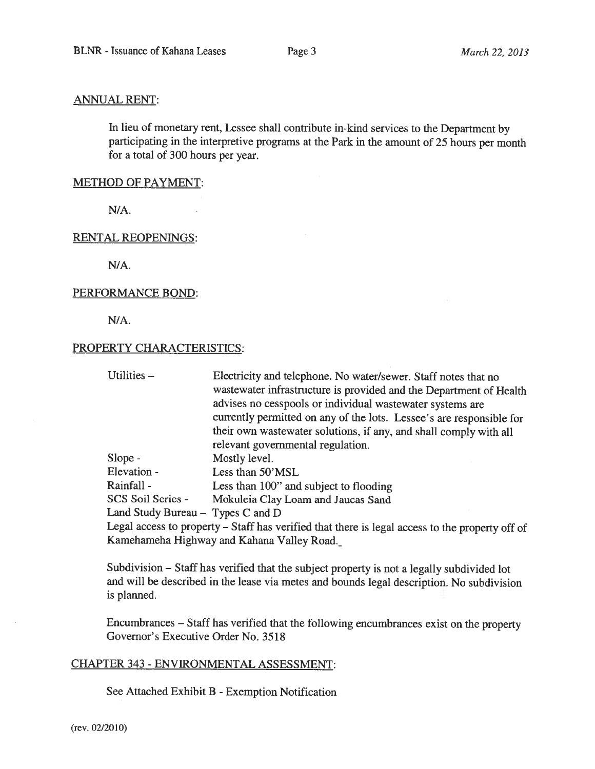ANNUAL RENT:

In lieu of monetary rent, Lessee shall contribute in-kind services to the Department by participating in the interpretive programs at the Park in the amount of 25 hours per month for a total of 300 hours per year.

METHOD OF PAYMENT:

N/A.

RENTAL REOPENINGS:

N/A.

PERFORMANCE BOND:

N/A.

PROPERTY CHARACTERISTICS:

Utilities – Electricity and telephone. No water/sewer. Staff notes that no wastewater infrastructure is provided and the Department of Health advises no cesspools or individual wastewater systems are currently permitted on any of the lots. Lessee's are responsible for their own wastewater solutions, if any, and shall comply with all relevant governmental regulation.

Slope - Mostly level.

Elevation - Less than 50'MSL

Rainfall - Less than 100" and subject to flooding

SCS Soil Series - Mokuleia Clay Loam and Jaucas Sand

Land Study Bureau – Types C and D

Legal access to property – Staff has verified that there is legal access to the property off of Kamehameha Highway and Kahana Valley Road.

Subdivision – Staff has verified that the subject property is not a legally subdivided lot and will be described in the lease via metes and bounds legal description. No subdivision is planned.

Encumbrances – Staff has verified that the following encumbrances exist on the property Governor's Executive Order No. 3518

CHAPTER 343 - ENVIRONMENTAL ASSESSMENT:

See Attached Exhibit B - Exemption Notification

(rev. 02/2010)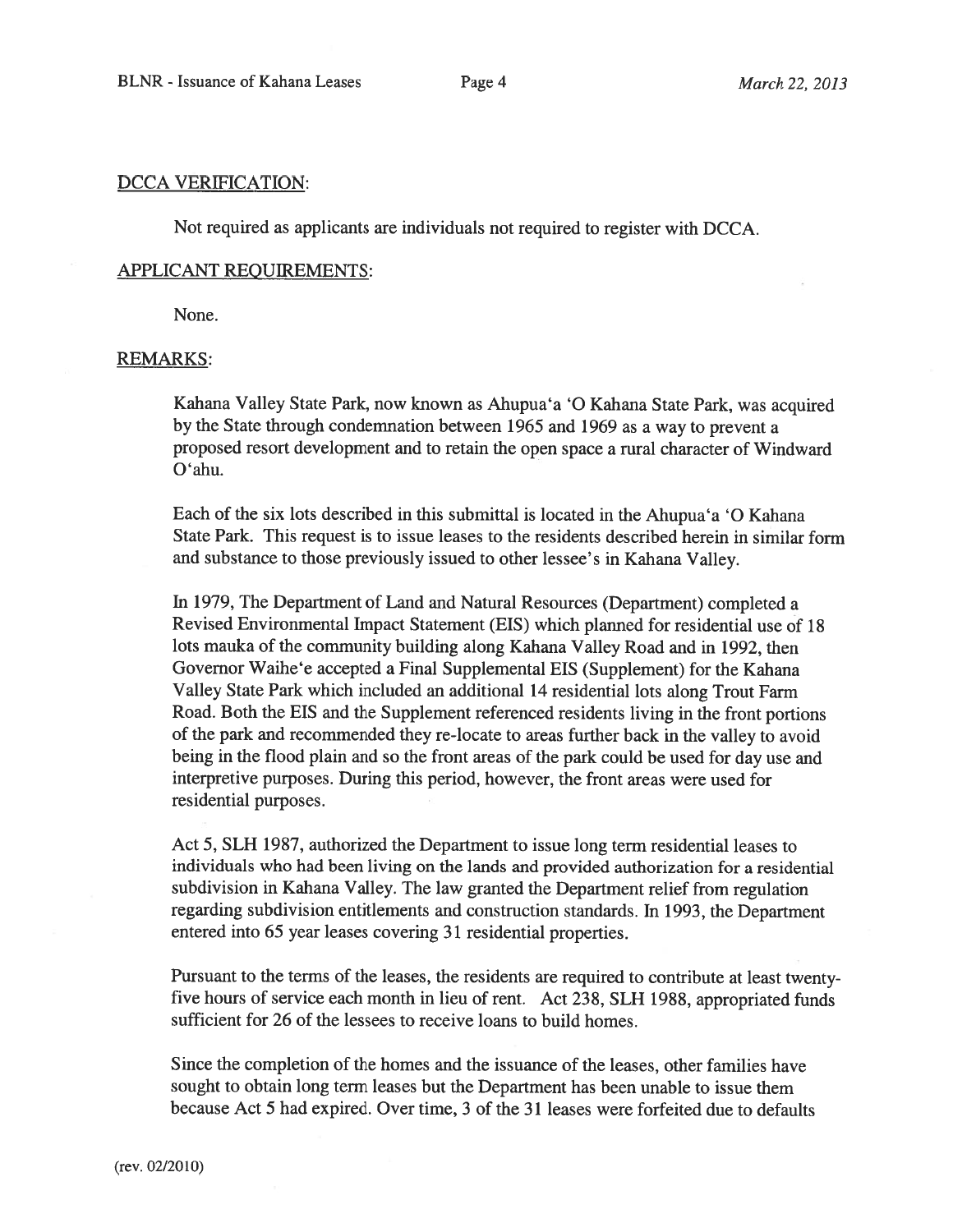DCCA VERIFICATION:

Not required as applicants are individuals not required to register with DCCA.

APPLICANT REQUIREMENTS:

None.

REMARKS:

Kahana Valley State Park, now known as Ahupua'a 'O Kahana State Park, was acquired by the State through condemnation between 1965 and 1969 as a way to prevent a proposed resort development and to retain the open space a rural character of Windward O'ahu.

Each of the six lots described in this submittal is located in the Ahupua'a 'O Kahana State Park. This request is to issue leases to the residents described herein in similar form and substance to those previously issued to other lessee's in Kahana Valley.

In 1979, The Department of Land and Natural Resources (Department) completed a Revised Environmental Impact Statement (EIS) which planned for residential use of 18 lots mauka of the community building along Kahana Valley Road and in 1992, then Governor Waihe'e accepted a Final Supplemental EIS (Supplement) for the Kahana Valley State Park which included an additional 14 residential lots along Trout Farm Road. Both the EIS and the Supplement referenced residents living in the front portions of the park and recommended they re-locate to areas further back in the valley to avoid being in the flood plain and so the front areas of the park could be used for day use and interpretive purposes. During this period, however, the front areas were used for residential purposes.

Act 5, SLH 1987, authorized the Department to issue long term residential leases to individuals who had been living on the lands and provided authorization for a residential subdivision in Kahana Valley. The law granted the Department relief from regulation regarding subdivision entitlements and construction standards. In 1993, the Department entered into 65 year leases covering 31 residential properties.

Pursuant to the terms of the leases, the residents are required to contribute at least twenty-five hours of service each month in lieu of rent. Act 238, SLH 1988, appropriated funds sufficient for 26 of the lessees to receive loans to build homes.

Since the completion of the homes and the issuance of the leases, other families have sought to obtain long term leases but the Department has been unable to issue them because Act 5 had expired. Over time, 3 of the 31 leases were forfeited due to defaults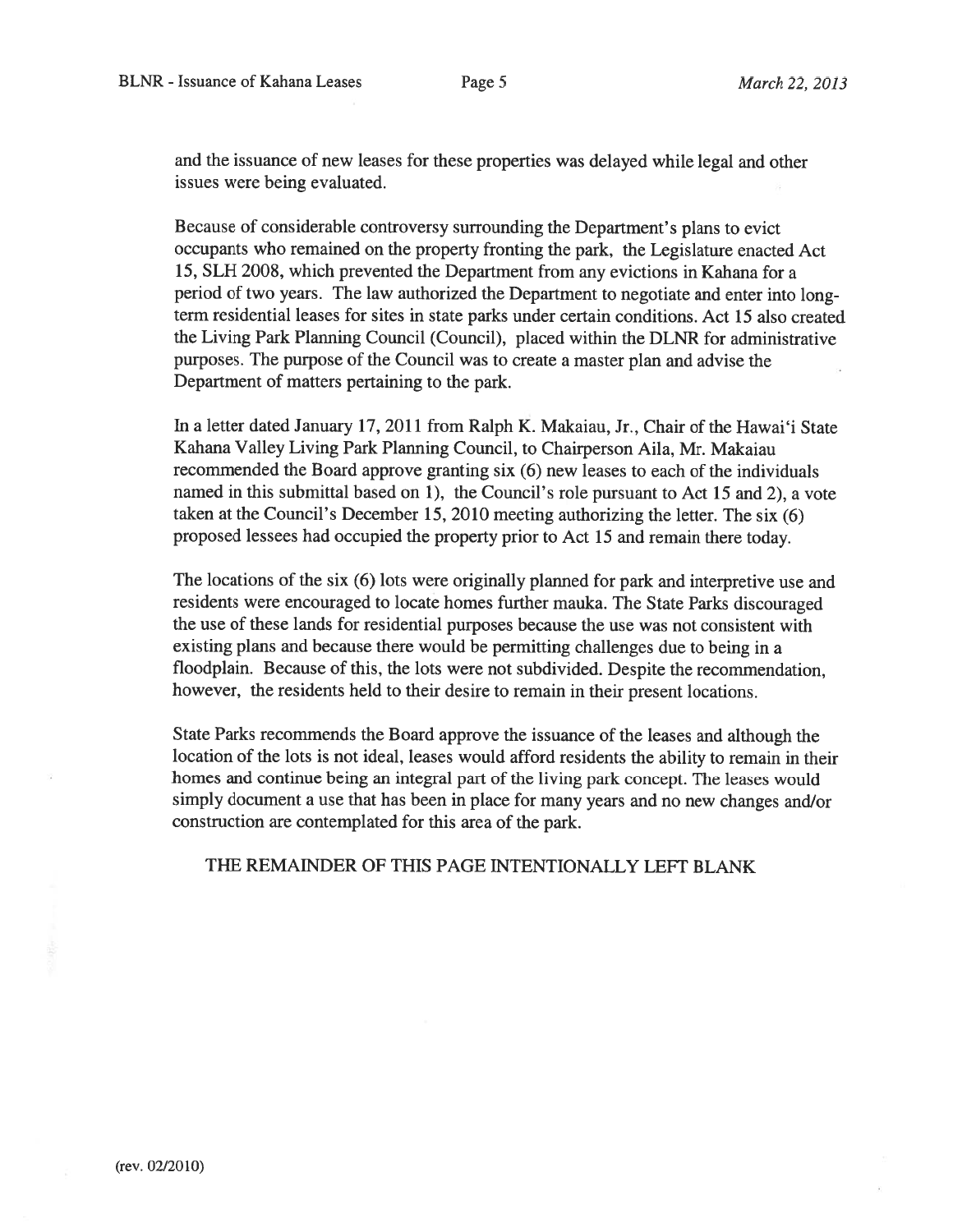and the issuance of new leases for these properties was delayed while legal and other issues were being evaluated.

Because of considerable controversy surrounding the Department's plans to evict occupants who remained on the property fronting the park, the Legislature enacted Act 15, SLH 2008, which prevented the Department from any evictions in Kahana for a period of two years. The law authorized the Department to negotiate and enter into long-term residential leases for sites in state parks under certain conditions. Act 15 also created the Living Park Planning Council (Council), placed within the DLNR for administrative purposes. The purpose of the Council was to create a master plan and advise the Department of matters pertaining to the park.

In a letter dated January 17, 2011 from Ralph K. Makaiau, Jr., Chair of the Hawai'i State Kahana Valley Living Park Planning Council, to Chairperson Aila, Mr. Makaiau recommended the Board approve granting six (6) new leases to each of the individuals named in this submittal based on 1), the Council's role pursuant to Act 15 and 2), a vote taken at the Council's December 15, 2010 meeting authorizing the letter. The six (6) proposed lessees had occupied the property prior to Act 15 and remain there today.

The locations of the six (6) lots were originally planned for park and interpretive use and residents were encouraged to locate homes further mauka. The State Parks discouraged the use of these lands for residential purposes because the use was not consistent with existing plans and because there would be permitting challenges due to being in a floodplain. Because of this, the lots were not subdivided. Despite the recommendation, however, the residents held to their desire to remain in their present locations.

State Parks recommends the Board approve the issuance of the leases and although the location of the lots is not ideal, leases would afford residents the ability to remain in their homes and continue being an integral part of the living park concept. The leases would simply document a use that has been in place for many years and no new changes and/or construction are contemplated for this area of the park.

THE REMAINDER OF THIS PAGE INTENTIONALLY LEFT BLANK

(rev. 02/2010)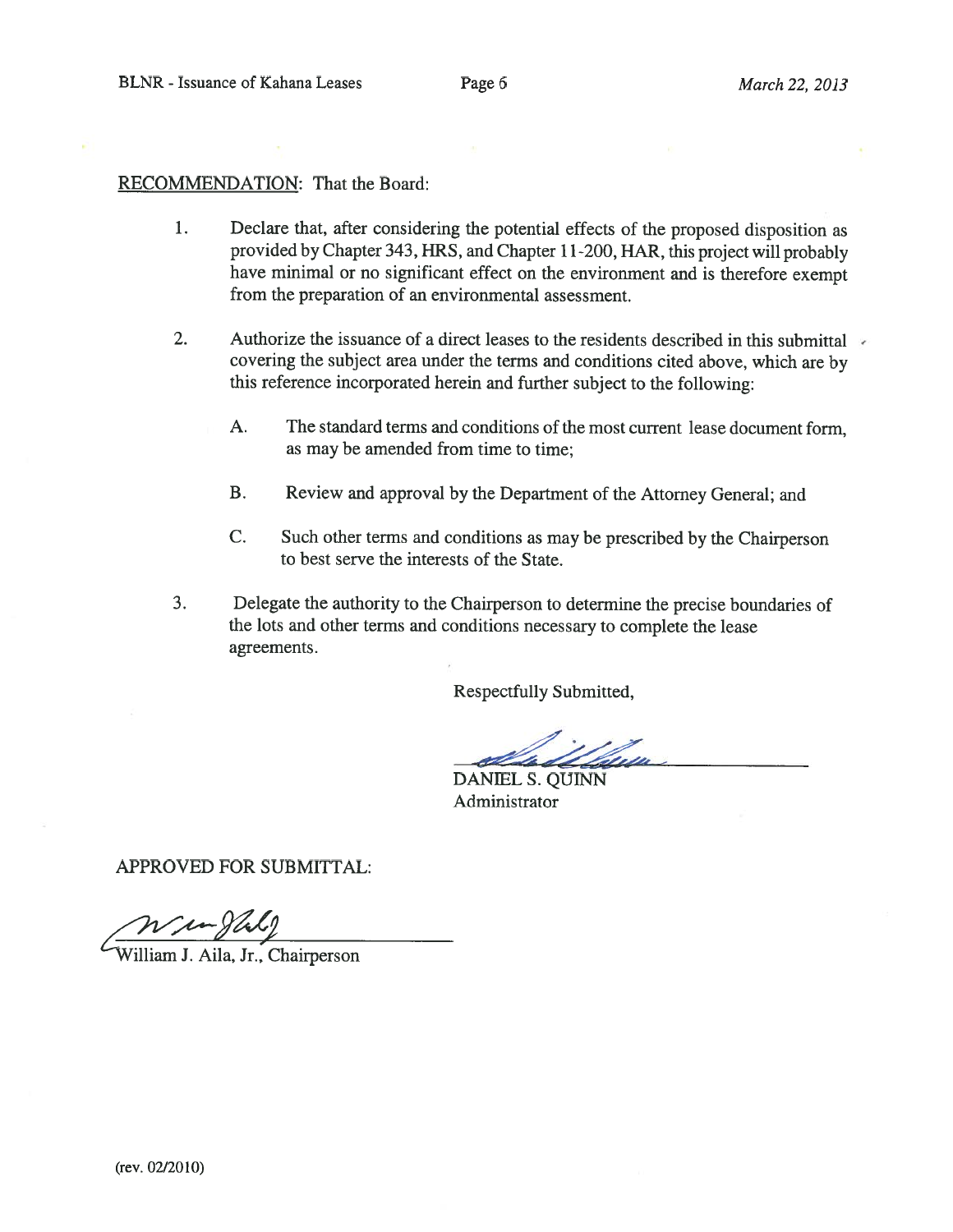RECOMMENDATION: That the Board:

1. Declare that, after considering the potential effects of the proposed disposition as provided by Chapter 343, HRS, and Chapter 11-200, HAR, this project will probably have minimal or no significant effect on the environment and is therefore exempt from the preparation of an environmental assessment.

2. Authorize the issuance of a direct leases to the residents described in this submittal covering the subject area under the terms and conditions cited above, which are by this reference incorporated herein and further subject to the following:

   A. The standard terms and conditions of the most current lease document form, as may be amended from time to time;

   B. Review and approval by the Department of the Attorney General; and

   C. Such other terms and conditions as may be prescribed by the Chairperson to best serve the interests of the State.

3. Delegate the authority to the Chairperson to determine the precise boundaries of the lots and other terms and conditions necessary to complete the lease agreements.

Respectfully Submitted,

DANIEL S. QUINN
Administrator

APPROVED FOR SUBMITTAL:

William J. Aila, Jr., Chairperson

(rev. 02/2010)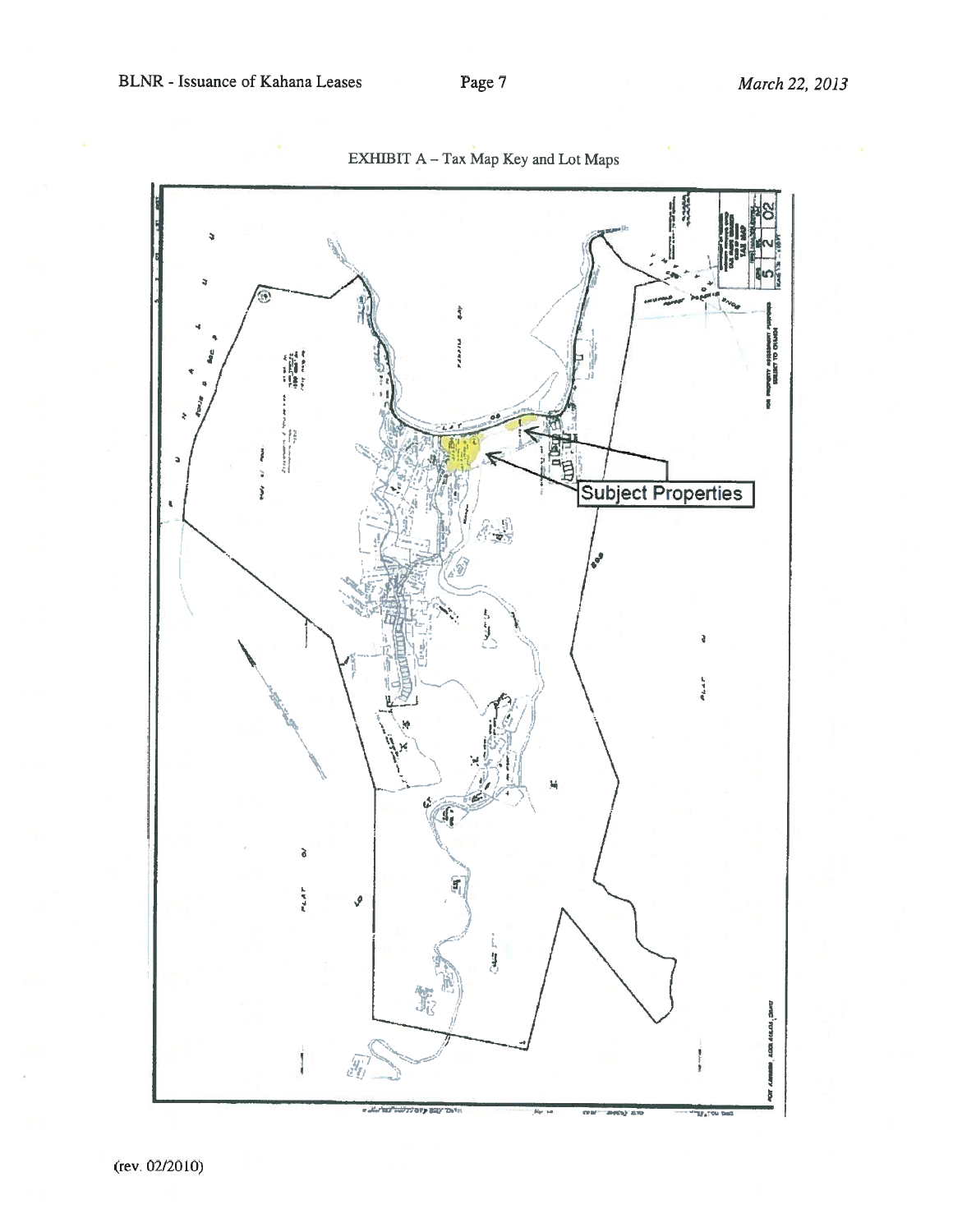EXHIBIT A – Tax Map Key and Lot Maps

Subject Properties

(rev. 02/2010)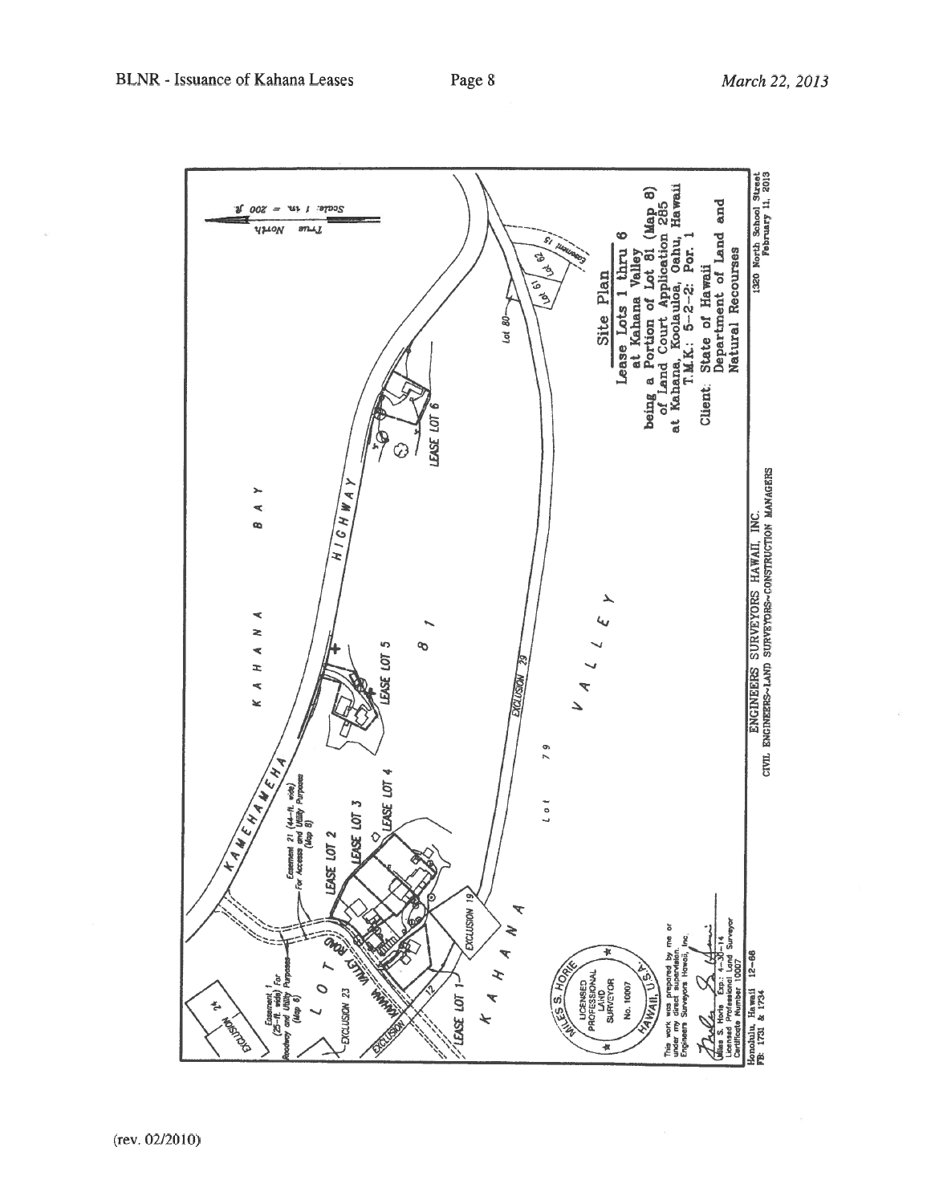**Site Plan**

**Lease Lots 1 thru 6**
**at Kahana Valley**
**being a Portion of Lot 81 (Map 8)**
**of Land Court Application 285**
**at Kahana, Koolauloa, Oahu, Hawaii**
**T.M.K.: 5-2-2: Por. 1**

**Client: State of Hawaii**
**Department of Land and Natural Recourses**

Scale: 1 in. = 200 ft.

True North

KAHANA BAY

KAMEHAMEHA HIGHWAY

KAHANA VALLEY

KAHANA VALLEY ROAD

LEASE LOT 1

LEASE LOT 2

LEASE LOT 3

LEASE LOT 4

LEASE LOT 5

LEASE LOT 6

Lot 79

81

Lot 80

Lot 61

Lot 62

Easement 15

EXCLUSION 12

EXCLUSION 19

EXCLUSION 23

EXCLUSION 24

EXCLUSION 29

Easement 1 (25-ft. wide) For Roadway and Utility Purposes (Map 6)

Easement 21 (44-ft. wide) For Access and Utility Purposes (Map 8)

MILES S. HORIE
LICENSED PROFESSIONAL LAND SURVEYOR
No. 10007
HAWAII, U.S.A.

This work was prepared by me or under my direct supervision.
Engineers Surveyors Hawaii, Inc.

Miles S. Horie Exp.: 4-30-14
Licensed Professional Land Surveyor
Certificate Number 10007

Honolulu, Hawaii 12-66
FB: 1731 & 1734

ENGINEERS SURVEYORS HAWAII, INC.
CIVIL ENGINEERS~LAND SURVEYORS~CONSTRUCTION MANAGERS

1320 North School Street
February 11, 2013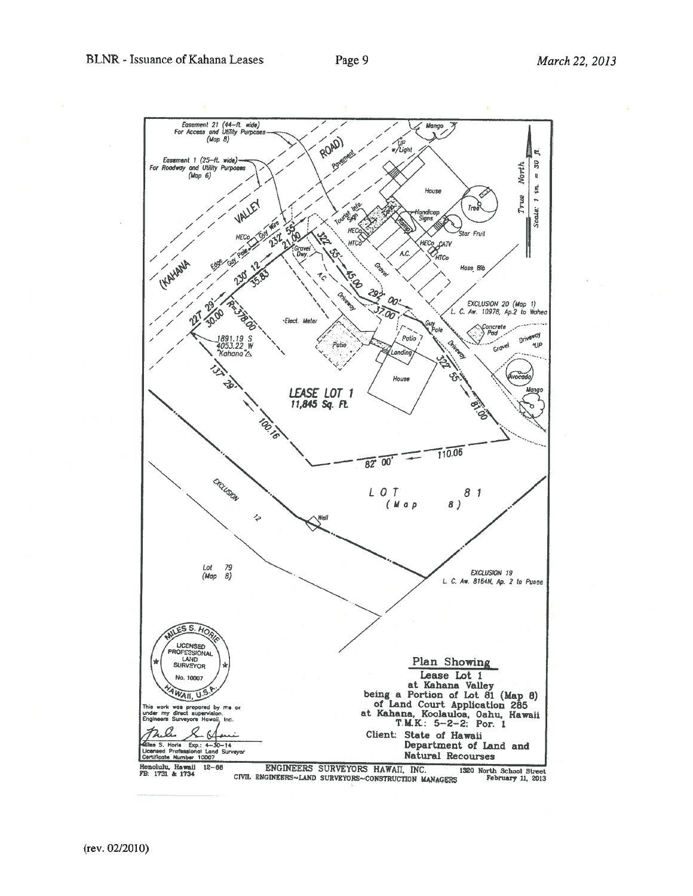Easement 21 (44-ft. wide)
For Access and Utility Purposes
(Map 8)

Easement 1 (25-ft. wide)
For Roadway and Utility Purposes
(Map 6)

(KAHANA VALLEY ROAD)

True North

Scale: 1 in. = 30 ft.

EXCLUSION 20 (Map 1)
L. C. Aw. 10978, Ap.2 to Wahea

LEASE LOT 1
11,845 Sq. Ft.

LOT 81
(Map 8)

EXCLUSION 12

Lot 79
(Map 8)

EXCLUSION 19
L. C. Aw. 8164N, Ap. 2 to Punee

1891.19 S
4053.22 W
"Kahana"

MILES S. HORIE
LICENSED PROFESSIONAL LAND SURVEYOR
No. 10007
HAWAII, U.S.A.

This work was prepared by me or under my direct supervision.
Engineers Surveyors Hawaii, Inc.

Miles S. Horie Exp.: 4-30-14
Licensed Professional Land Surveyor
Certificate Number 10007

## Plan Showing

**Lease Lot 1**
at Kahana Valley
being a Portion of Lot 81 (Map 8)
of Land Court Application 265
at Kahana, Koolauloa, Oahu, Hawaii
T.M.K.: 5-2-2: Por. 1

Client: State of Hawaii
Department of Land and
Natural Recourses

Honolulu, Hawaii 12-66
FB: 1731 & 1734

ENGINEERS SURVEYORS HAWAII, INC.
CIVIL ENGINEERS~LAND SURVEYORS~CONSTRUCTION MANAGERS

1320 North School Street
February 11, 2013

(rev. 02/2010)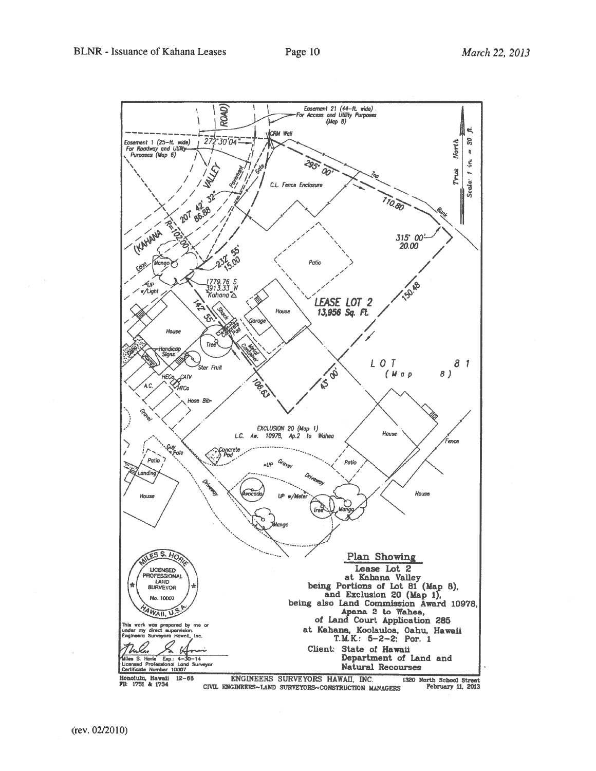Easement 21 (44-ft. wide) For Access and Utility Purposes (Map 8)

(KAHANA VALLEY ROAD)

Easement 1 (25-ft. wide) For Roadway and Utility Purposes (Map 6)

272° 30' 04"

CRM Wall

295° 00'

Top

110.80

Bank

True North

Scale: 1 in. = 30 ft.

C.L. Fence Enclosure

Pavement

Gate

207° 42' 32"

86.88

R=102.00

315° 00'

20.00

Mango

Edge

232° 55'

15.00

Patio

UP w/Light

1779.76 S

3913.33 W

"Kahana"△

142° 55'

Shack

Concrete Pad

House

Garage

LEASE LOT 2

13,956 Sq. Ft.

150.48

House

Tree

Metal Container

Handicap Signs

Ramp

Star Fruit

LOT 81 (Map 8)

HECo CATV

HTCo

A.C.

106.63

45° 00'

Hose Bib

Gravel

EXCLUSION 20 (Map 1)

L.C. Aw. 10978, Ap.2 to Wahea

House

Fence

Guy Pole

Concrete Pad

Patio

Landing

UP

Gravel Driveway

Patio

Driveway

House

Avocado

UP w/Meter

Tree

Mango

Mango

MILES S. HORIE

LICENSED PROFESSIONAL LAND SURVEYOR

No. 10007

HAWAII, U.S.A.

This work was prepared by me or under my direct supervision.
Engineers Surveyors Hawaii, Inc.

Miles S. Horie Exp.: 4-30-14
Licensed Professional Land Surveyor
Certificate Number 10007

## Plan Showing

**Lease Lot 2**
**at Kahana Valley**
**being Portions of Lot 81 (Map 8),**
**and Exclusion 20 (Map 1),**
**being also Land Commission Award 10978,**
**Apana 2 to Wahea,**
**of Land Court Application 285**
**at Kahana, Koolauloa, Oahu, Hawaii**
**T.M.K.: 5-2-2: Por. 1**

**Client: State of Hawaii**
**Department of Land and**
**Natural Recourses**

Honolulu, Hawaii 12-66
FB: 1731 & 1734

ENGINEERS SURVEYORS HAWAII, INC.
CIVIL ENGINEERS~LAND SURVEYORS~CONSTRUCTION MANAGERS

1320 North School Street
February 11, 2013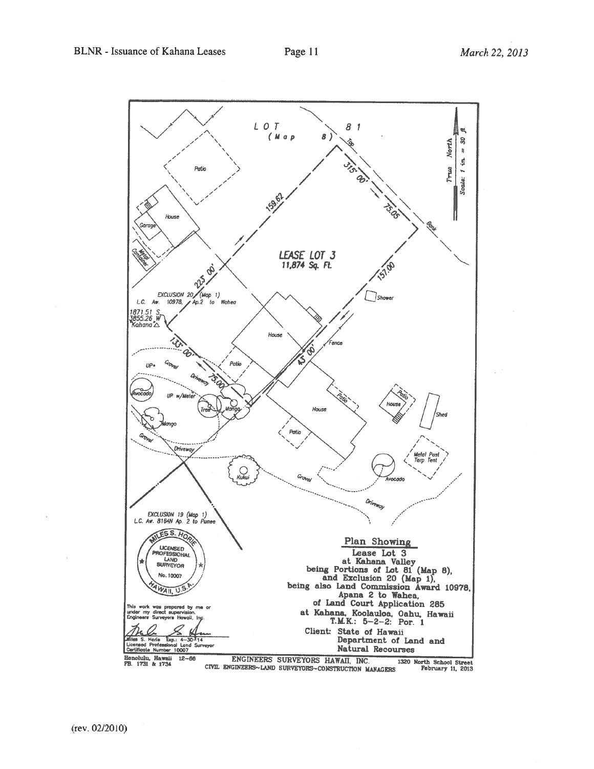LOT 81 (Map 8)

True North — Scale: 1 in. = 30 ft.

Top Bank

315° 00' — 75.05

159.62

LEASE LOT 3
11,874 Sq. Ft.

225° 00'

157.00

EXCLUSION 20 (Map 1)
L.C. Aw. 10978, Ap.2 to Wahea

1871.51 S.
3855.26 W.
"Kahana" △

133° 00' — 75.00

45° 00'

Patio, House, Garage, Metal Container, Shower, Fence, UP, Gravel Driveway, UP w/Meter, Avocado, Tree, Mango, Kukui, Shed, Metal Post Tarp Tent

EXCLUSION 19 (Map 1)
L.C. Aw. 8164N Ap. 2 to Punee

MILES S. HORIE — LICENSED PROFESSIONAL LAND SURVEYOR — No. 10007 — HAWAII, U.S.A.

This work was prepared by me or under my direct supervision.
Engineers Surveyors Hawaii, Inc.

Miles S. Horie Exp.: 4-30-14
Licensed Professional Land Surveyor
Certificate Number 10007

**Plan Showing**
**Lease Lot 3**
**at Kahana Valley**
**being Portions of Lot 81 (Map 8),**
**and Exclusion 20 (Map 1),**
**being also Land Commission Award 10978,**
**Apana 2 to Wahea,**
**of Land Court Application 285**
**at Kahana, Koolauloa, Oahu, Hawaii**
**T.M.K.: 5-2-2: Por. 1**

**Client: State of Hawaii**
**Department of Land and**
**Natural Recourses**

Honolulu, Hawaii 12-66
FB. 1731 & 1734

ENGINEERS SURVEYORS HAWAII, INC.
CIVIL ENGINEERS~LAND SURVEYORS~CONSTRUCTION MANAGERS

1320 North School Street
February 11, 2013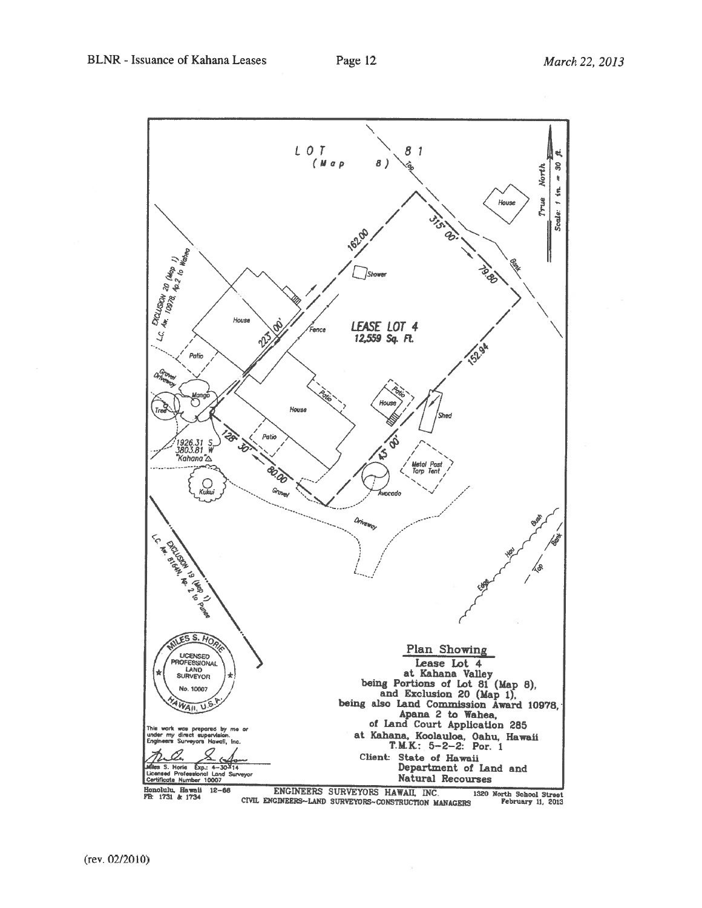LOT 81
(Map 8)

True North
Scale: 1 in. = 30 ft.

LEASE LOT 4
12,559 Sq. Ft.

162.00
315° 00'
79.80
152.94
45° 00'
80.00
128° 30'
225° 00'

House
Shower
Fence
Patio
Shed
Metal Post Tarp Tent
Avocado
Gravel Driveway
Mango Tree
Kukui
1926.31 S
3803.81 W
"Kahana"△
Top Bank
Edge Hau Bush
Top Bank

EXCLUSION 20 (Map 1)
L.C. Aw. 10978, Ap. 2 to Wahea

EXCLUSION 19 (Map 1)
L.C. Aw. 8164N, Ap. 2 to Punee

MILES S. HORIE
LICENSED PROFESSIONAL LAND SURVEYOR
No. 10007
HAWAII, U.S.A.

This work was prepared by me or under my direct supervision.
Engineers Surveyors Hawaii, Inc.

Miles S. Horie Exp.: 4-30-14
Licensed Professional Land Surveyor
Certificate Number 10007

## Plan Showing

Lease Lot 4
at Kahana Valley
being Portions of Lot 81 (Map 8),
and Exclusion 20 (Map 1),
being also Land Commission Award 10978,
Apana 2 to Wahea,
of Land Court Application 285
at Kahana, Koolauloa, Oahu, Hawaii
T.M.K.: 5-2-2: Por. 1

Client: State of Hawaii
Department of Land and
Natural Recourses

Honolulu, Hawaii 12-66
FB: 1731 & 1734

ENGINEERS SURVEYORS HAWAII, INC.
CIVIL ENGINEERS~LAND SURVEYORS~CONSTRUCTION MANAGERS

1320 North School Street
February 11, 2013

(rev. 02/2010)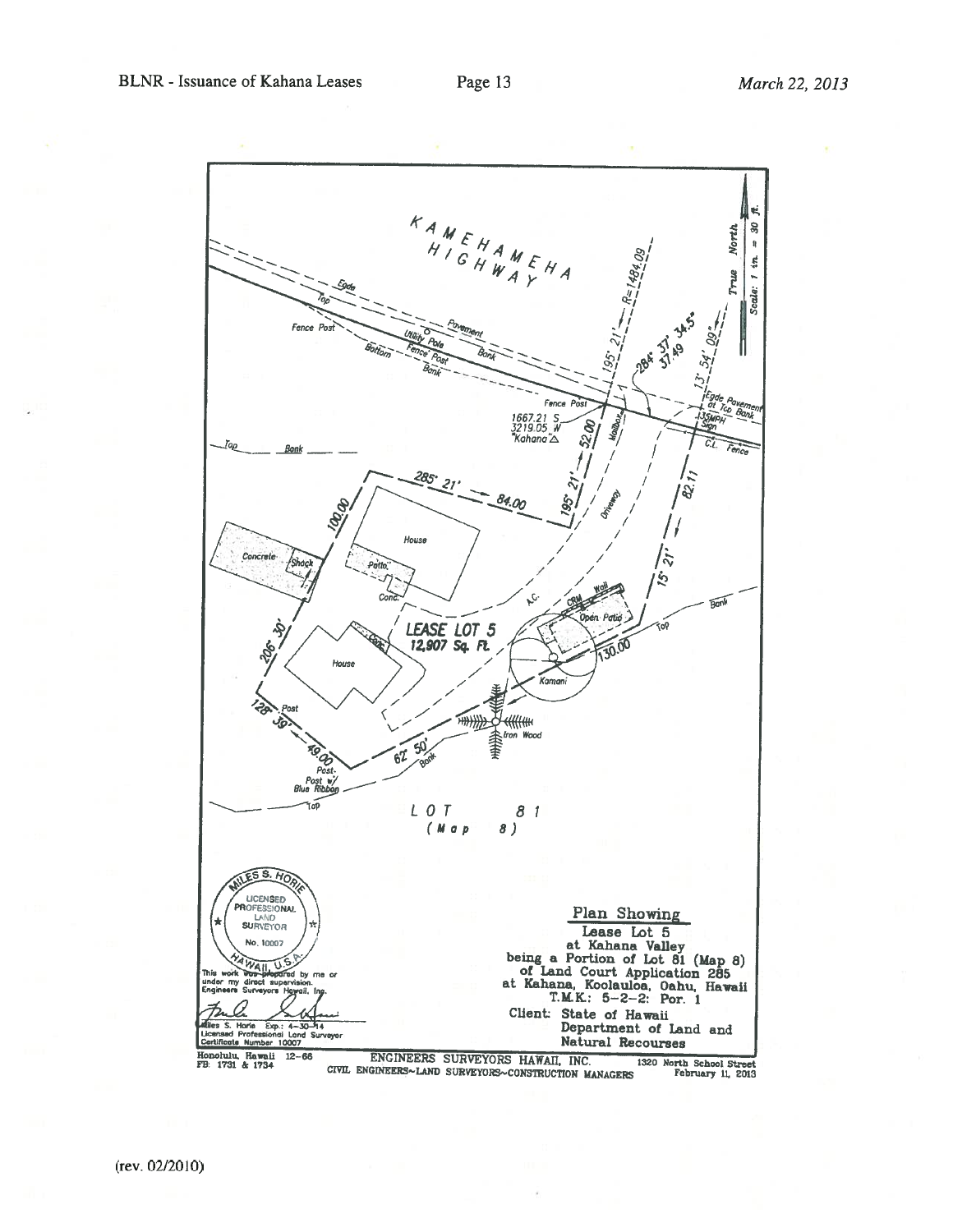KAMEHAMEHA HIGHWAY

Edge Top Pavement Bank Bottom Bank

Fence Post Utility Pole Fence Post

195° 21' — R=1484.09

284° 37' 34.5" 37.49

13° 54' 09"

True North

Scale: 1 in. = 30 ft.

Edge Pavement at Top Bank 35MPH Sign C.L. Fence

Fence Post

1667.21 S 3219.05 W "Kahana" △

Mailbox

Top Bank

285° 21' — 84.00

195° 21' — 52.00

100.00

Concrete Shack House Patio Conc.

Driveway

A.C.

CRM Wall Open Patio

15° 21' — 82.11

Bank Top

130.00

Kamani

LEASE LOT 5
12,907 Sq. Ft.

House

206° 30'

128° 39' — 49.00

Post

Post: Post w/ Blue Ribbon

62° 50' Bank

Iron Wood

Top

LOT 81
(Map 8)

MILES S. HORIE
LICENSED PROFESSIONAL LAND SURVEYOR
No. 10007
HAWAII, U.S.A.

This work was prepared by me or under my direct supervision.
Engineers Surveyors Hawaii, Inc.

Miles S. Horie Exp.: 4-30-14
Licensed Professional Land Surveyor
Certificate Number 10007

**Plan Showing**
Lease Lot 5
at Kahana Valley
being a Portion of Lot 81 (Map 8)
of Land Court Application 285
at Kahana, Koolauloa, Oahu, Hawaii
T.M.K.: 5-2-2: Por. 1

Client: State of Hawaii
Department of Land and Natural Recourses

Honolulu, Hawaii 12-66
FB: 1731 & 1734

ENGINEERS SURVEYORS HAWAII, INC.
CIVIL ENGINEERS~LAND SURVEYORS~CONSTRUCTION MANAGERS

1320 North School Street
February 11, 2013

(rev. 02/2010)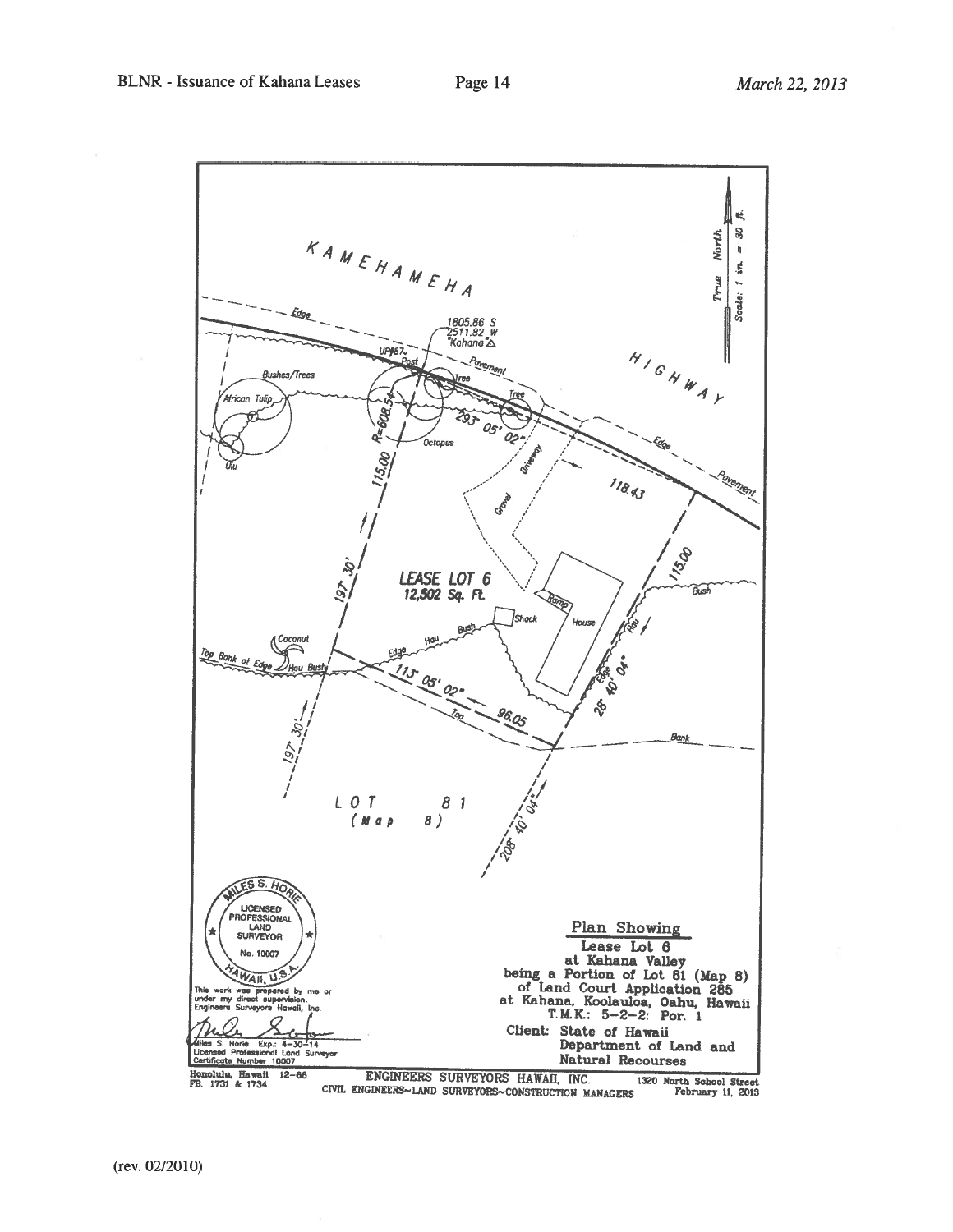KAMEHAMEHA HIGHWAY

True North

Scale: 1 in. = 30 ft.

1805.86 S
2511.82 W
"Kahana" △

Edge

Pavement

UP#87

Post

Tree

Tree

Bushes/Trees

African Tulip

Ulu

Octopus

R=608.54

293° 05' 02"

Gravel Driveway

118.43

115.00

115.00

197° 30'

LEASE LOT 6
12,502 Sq. Ft.

Ramp

Shack

House

Edge Hau Bush

Coconut

Top Bank at Edge Hau Bush

113° 05' 02"

96.05

Top

Bank

Edge Hau

28° 40' 04"

Bush

197° 30'

LOT 81
(Map 8)

208° 40' 04"

MILES S. HORIE
LICENSED PROFESSIONAL LAND SURVEYOR
No. 10007
HAWAII, U.S.A.

This work was prepared by me or under my direct supervision.
Engineers Surveyors Hawaii, Inc.

Miles S. Horie Exp.: 4-30-14
Licensed Professional Land Surveyor
Certificate Number 10007

**Plan Showing**
Lease Lot 6
at Kahana Valley
being a Portion of Lot 81 (Map 8)
of Land Court Application 285
at Kahana, Koolauloa, Oahu, Hawaii
T.M.K.: 5-2-2: Por. 1

Client: State of Hawaii
Department of Land and
Natural Recourses

Honolulu, Hawaii 12-66
FB: 1731 & 1734

ENGINEERS SURVEYORS HAWAII, INC.
CIVIL ENGINEERS~LAND SURVEYORS~CONSTRUCTION MANAGERS

1320 North School Street
February 11, 2013

(rev. 02/2010)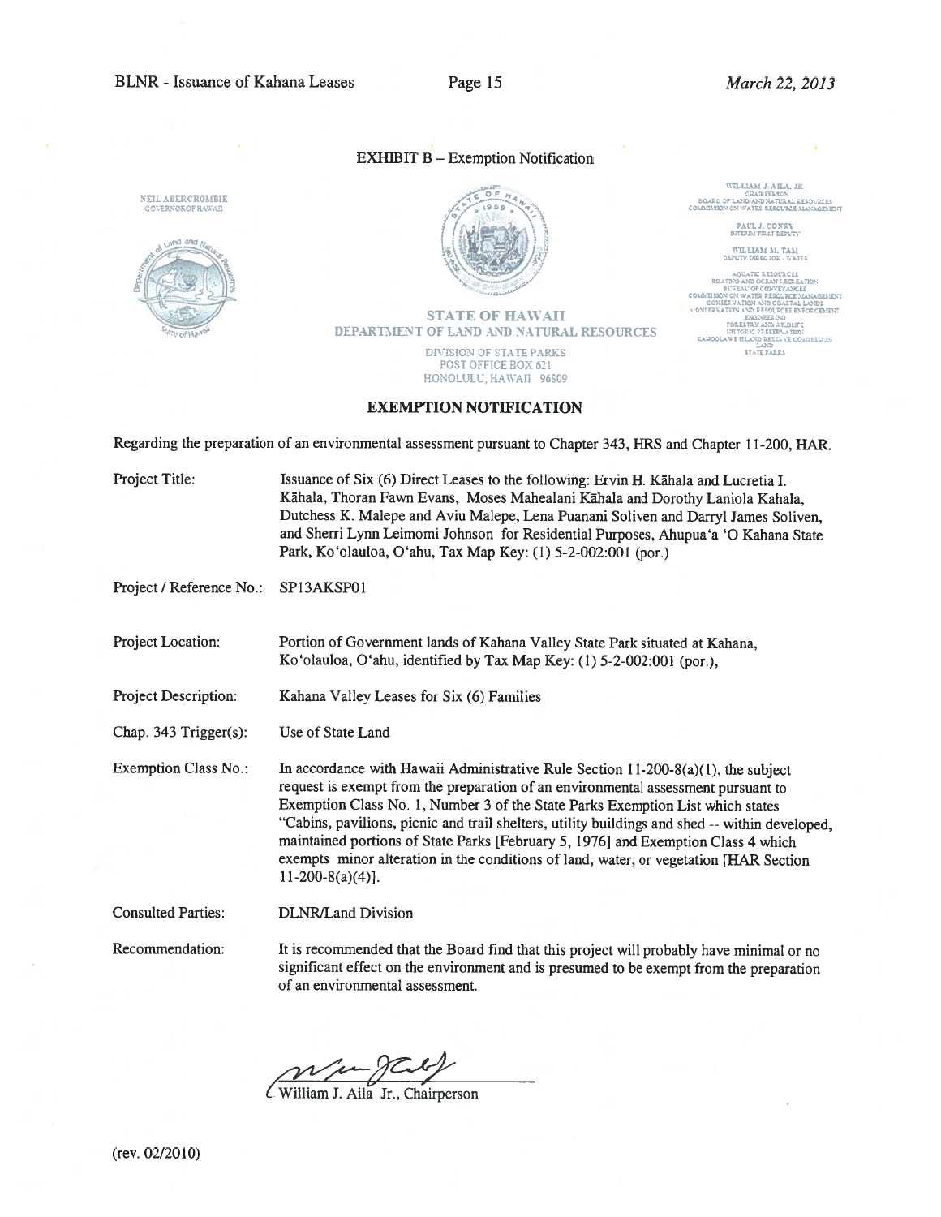## EXHIBIT B – Exemption Notification

NEIL ABERCROMBIE
GOVERNOR OF HAWAII

WILLIAM J. AILA, JR.
CHAIRPERSON
BOARD OF LAND AND NATURAL RESOURCES
COMMISSION ON WATER RESOURCE MANAGEMENT

PAUL J. CONRY
INTERIM FIRST DEPUTY

WILLIAM M. TAM
DEPUTY DIRECTOR - WATER

AQUATIC RESOURCES
BOATING AND OCEAN RECREATION
BUREAU OF CONVEYANCES
COMMISSION ON WATER RESOURCE MANAGEMENT
CONSERVATION AND COASTAL LANDS
CONSERVATION AND RESOURCES ENFORCEMENT
ENGINEERING
FORESTRY AND WILDLIFE
HISTORIC PRESERVATION
KAHOOLAWE ISLAND RESERVE COMMISSION
LAND
STATE PARKS

**STATE OF HAWAII**
**DEPARTMENT OF LAND AND NATURAL RESOURCES**

DIVISION OF STATE PARKS
POST OFFICE BOX 621
HONOLULU, HAWAII 96809

### EXEMPTION NOTIFICATION

Regarding the preparation of an environmental assessment pursuant to Chapter 343, HRS and Chapter 11-200, HAR.

**Project Title:** Issuance of Six (6) Direct Leases to the following: Ervin H. Kāhala and Lucretia I. Kāhala, Thoran Fawn Evans, Moses Mahealani Kāhala and Dorothy Laniola Kahala, Dutchess K. Malepe and Aviu Malepe, Lena Puanani Soliven and Darryl James Soliven, and Sherri Lynn Leimomi Johnson for Residential Purposes, Ahupua'a 'O Kahana State Park, Ko'olauloa, O'ahu, Tax Map Key: (1) 5-2-002:001 (por.)

**Project / Reference No.:** SP13AKSP01

**Project Location:** Portion of Government lands of Kahana Valley State Park situated at Kahana, Ko'olauloa, O'ahu, identified by Tax Map Key: (1) 5-2-002:001 (por.),

**Project Description:** Kahana Valley Leases for Six (6) Families

**Chap. 343 Trigger(s):** Use of State Land

**Exemption Class No.:** In accordance with Hawaii Administrative Rule Section 11-200-8(a)(1), the subject request is exempt from the preparation of an environmental assessment pursuant to Exemption Class No. 1, Number 3 of the State Parks Exemption List which states "Cabins, pavilions, picnic and trail shelters, utility buildings and shed -- within developed, maintained portions of State Parks [February 5, 1976] and Exemption Class 4 which exempts minor alteration in the conditions of land, water, or vegetation [HAR Section 11-200-8(a)(4)].

**Consulted Parties:** DLNR/Land Division

**Recommendation:** It is recommended that the Board find that this project will probably have minimal or no significant effect on the environment and is presumed to be exempt from the preparation of an environmental assessment.

William J. Aila Jr., Chairperson

(rev. 02/2010)